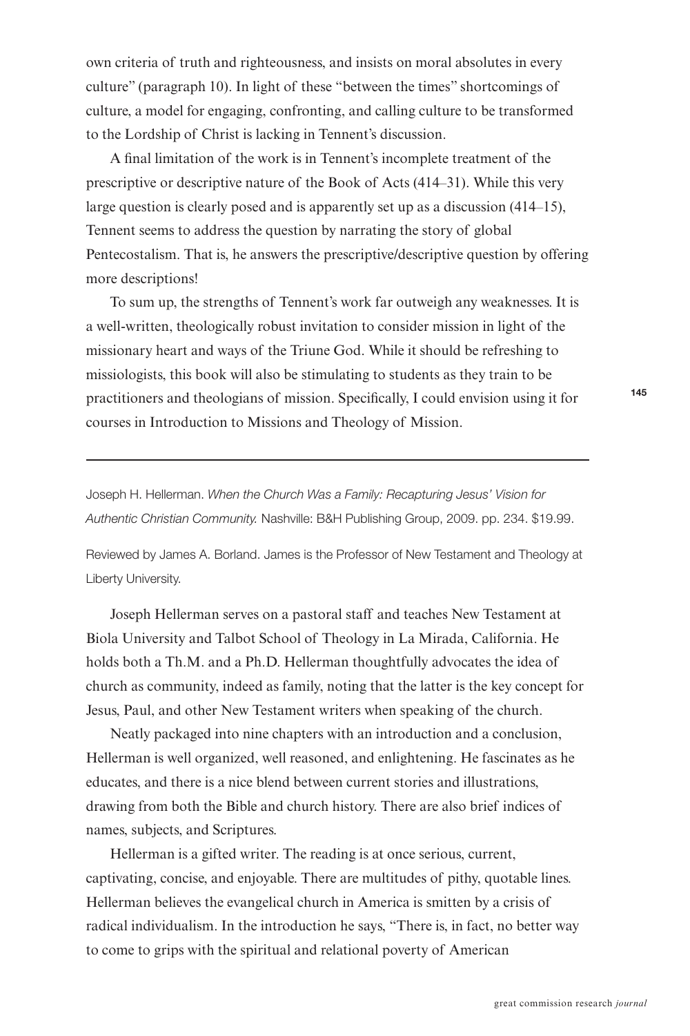own criteria of truth and righteousness, and insists on moral absolutes in every culture" (paragraph 10). In light of these "between the times" shortcomings of culture, a model for engaging, confronting, and calling culture to be transformed to the Lordship of Christ is lacking in Tennent's discussion.

A final limitation of the work is in Tennent's incomplete treatment of the prescriptive or descriptive nature of the Book of Acts (414–31). While this very large question is clearly posed and is apparently set up as a discussion (414–15), Tennent seems to address the question by narrating the story of global Pentecostalism. That is, he answers the prescriptive/descriptive question by offering more descriptions!

To sum up, the strengths of Tennent's work far outweigh any weaknesses. It is a well-written, theologically robust invitation to consider mission in light of the missionary heart and ways of the Triune God. While it should be refreshing to missiologists, this book will also be stimulating to students as they train to be practitioners and theologians of mission. Specifically, I could envision using it for courses in Introduction to Missions and Theology of Mission.

---

Joseph H. Hellerman. *When the Church Was a Family: Recapturing Jesus' Vision for Authentic Christian Community.* Nashville: B&H Publishing Group, 2009. pp. 234. $19.99.

Reviewed by James A. Borland. James is the Professor of New Testament and Theology at Liberty University.

Joseph Hellerman serves on a pastoral staff and teaches New Testament at Biola University and Talbot School of Theology in La Mirada, California. He holds both a Th.M. and a Ph.D. Hellerman thoughtfully advocates the idea of church as community, indeed as family, noting that the latter is the key concept for Jesus, Paul, and other New Testament writers when speaking of the church.

Neatly packaged into nine chapters with an introduction and a conclusion, Hellerman is well organized, well reasoned, and enlightening. He fascinates as he educates, and there is a nice blend between current stories and illustrations, drawing from both the Bible and church history. There are also brief indices of names, subjects, and Scriptures.

Hellerman is a gifted writer. The reading is at once serious, current, captivating, concise, and enjoyable. There are multitudes of pithy, quotable lines. Hellerman believes the evangelical church in America is smitten by a crisis of radical individualism. In the introduction he says, "There is, in fact, no better way to come to grips with the spiritual and relational poverty of American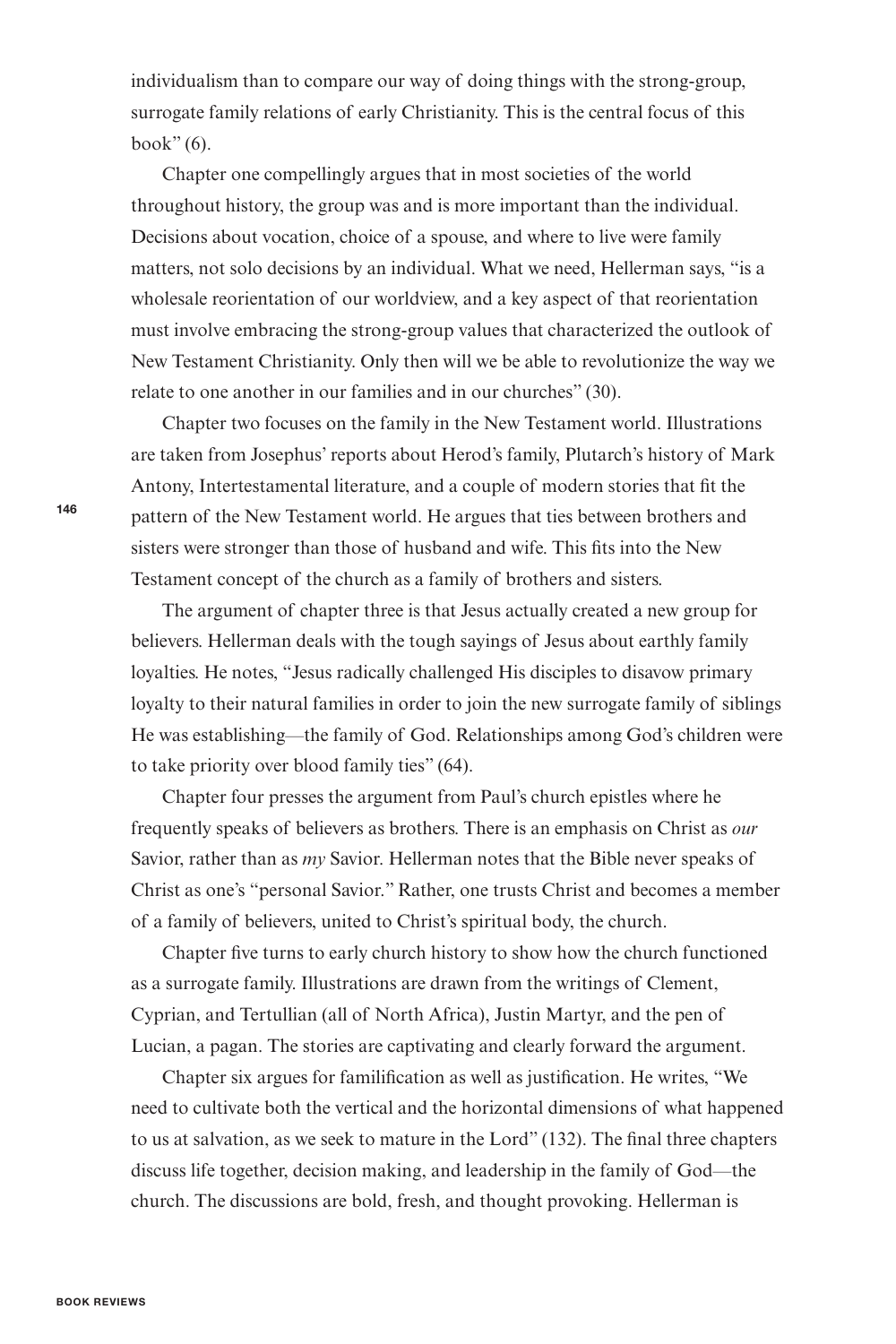individualism than to compare our way of doing things with the strong-group, surrogate family relations of early Christianity. This is the central focus of this book" (6).

Chapter one compellingly argues that in most societies of the world throughout history, the group was and is more important than the individual. Decisions about vocation, choice of a spouse, and where to live were family matters, not solo decisions by an individual. What we need, Hellerman says, "is a wholesale reorientation of our worldview, and a key aspect of that reorientation must involve embracing the strong-group values that characterized the outlook of New Testament Christianity. Only then will we be able to revolutionize the way we relate to one another in our families and in our churches" (30).

Chapter two focuses on the family in the New Testament world. Illustrations are taken from Josephus' reports about Herod's family, Plutarch's history of Mark Antony, Intertestamental literature, and a couple of modern stories that fit the pattern of the New Testament world. He argues that ties between brothers and sisters were stronger than those of husband and wife. This fits into the New Testament concept of the church as a family of brothers and sisters.

The argument of chapter three is that Jesus actually created a new group for believers. Hellerman deals with the tough sayings of Jesus about earthly family loyalties. He notes, "Jesus radically challenged His disciples to disavow primary loyalty to their natural families in order to join the new surrogate family of siblings He was establishing—the family of God. Relationships among God's children were to take priority over blood family ties" (64).

Chapter four presses the argument from Paul's church epistles where he frequently speaks of believers as brothers. There is an emphasis on Christ as *our* Savior, rather than as *my* Savior. Hellerman notes that the Bible never speaks of Christ as one's "personal Savior." Rather, one trusts Christ and becomes a member of a family of believers, united to Christ's spiritual body, the church.

Chapter five turns to early church history to show how the church functioned as a surrogate family. Illustrations are drawn from the writings of Clement, Cyprian, and Tertullian (all of North Africa), Justin Martyr, and the pen of Lucian, a pagan. The stories are captivating and clearly forward the argument.

Chapter six argues for familification as well as justification. He writes, "We need to cultivate both the vertical and the horizontal dimensions of what happened to us at salvation, as we seek to mature in the Lord" (132). The final three chapters discuss life together, decision making, and leadership in the family of God—the church. The discussions are bold, fresh, and thought provoking. Hellerman is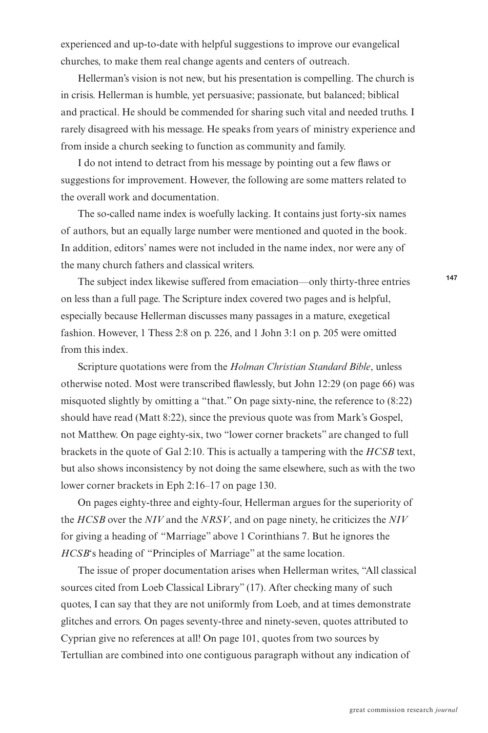experienced and up-to-date with helpful suggestions to improve our evangelical churches, to make them real change agents and centers of outreach.

Hellerman's vision is not new, but his presentation is compelling. The church is in crisis. Hellerman is humble, yet persuasive; passionate, but balanced; biblical and practical. He should be commended for sharing such vital and needed truths. I rarely disagreed with his message. He speaks from years of ministry experience and from inside a church seeking to function as community and family.

I do not intend to detract from his message by pointing out a few flaws or suggestions for improvement. However, the following are some matters related to the overall work and documentation.

The so-called name index is woefully lacking. It contains just forty-six names of authors, but an equally large number were mentioned and quoted in the book. In addition, editors' names were not included in the name index, nor were any of the many church fathers and classical writers.

The subject index likewise suffered from emaciation—only thirty-three entries on less than a full page. The Scripture index covered two pages and is helpful, especially because Hellerman discusses many passages in a mature, exegetical fashion. However, 1 Thess 2:8 on p. 226, and 1 John 3:1 on p. 205 were omitted from this index.

Scripture quotations were from the *Holman Christian Standard Bible*, unless otherwise noted. Most were transcribed flawlessly, but John 12:29 (on page 66) was misquoted slightly by omitting a "that." On page sixty-nine, the reference to (8:22) should have read (Matt 8:22), since the previous quote was from Mark's Gospel, not Matthew. On page eighty-six, two "lower corner brackets" are changed to full brackets in the quote of Gal 2:10. This is actually a tampering with the *HCSB* text, but also shows inconsistency by not doing the same elsewhere, such as with the two lower corner brackets in Eph 2:16–17 on page 130.

On pages eighty-three and eighty-four, Hellerman argues for the superiority of the *HCSB* over the *NIV* and the *NRSV*, and on page ninety, he criticizes the *NIV* for giving a heading of "Marriage" above 1 Corinthians 7. But he ignores the *HCSB*'s heading of "Principles of Marriage" at the same location.

The issue of proper documentation arises when Hellerman writes, "All classical sources cited from Loeb Classical Library" (17). After checking many of such quotes, I can say that they are not uniformly from Loeb, and at times demonstrate glitches and errors. On pages seventy-three and ninety-seven, quotes attributed to Cyprian give no references at all! On page 101, quotes from two sources by Tertullian are combined into one contiguous paragraph without any indication of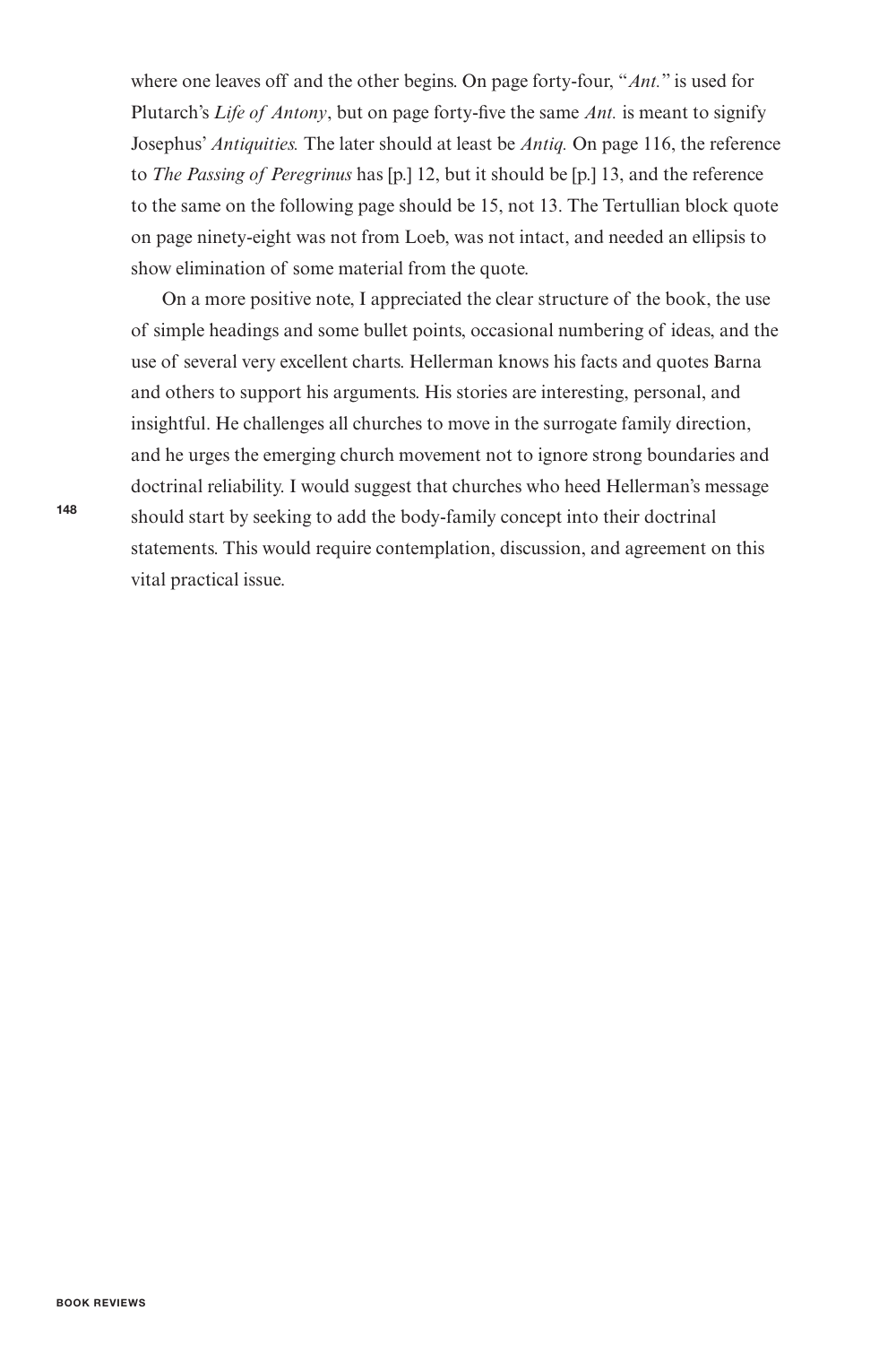where one leaves off and the other begins. On page forty-four, "*Ant.*" is used for Plutarch's *Life of Antony*, but on page forty-five the same *Ant.* is meant to signify Josephus' *Antiquities.* The later should at least be *Antiq.* On page 116, the reference to *The Passing of Peregrinus* has [p.] 12, but it should be [p.] 13, and the reference to the same on the following page should be 15, not 13. The Tertullian block quote on page ninety-eight was not from Loeb, was not intact, and needed an ellipsis to show elimination of some material from the quote.

On a more positive note, I appreciated the clear structure of the book, the use of simple headings and some bullet points, occasional numbering of ideas, and the use of several very excellent charts. Hellerman knows his facts and quotes Barna and others to support his arguments. His stories are interesting, personal, and insightful. He challenges all churches to move in the surrogate family direction, and he urges the emerging church movement not to ignore strong boundaries and doctrinal reliability. I would suggest that churches who heed Hellerman's message should start by seeking to add the body-family concept into their doctrinal statements. This would require contemplation, discussion, and agreement on this vital practical issue.